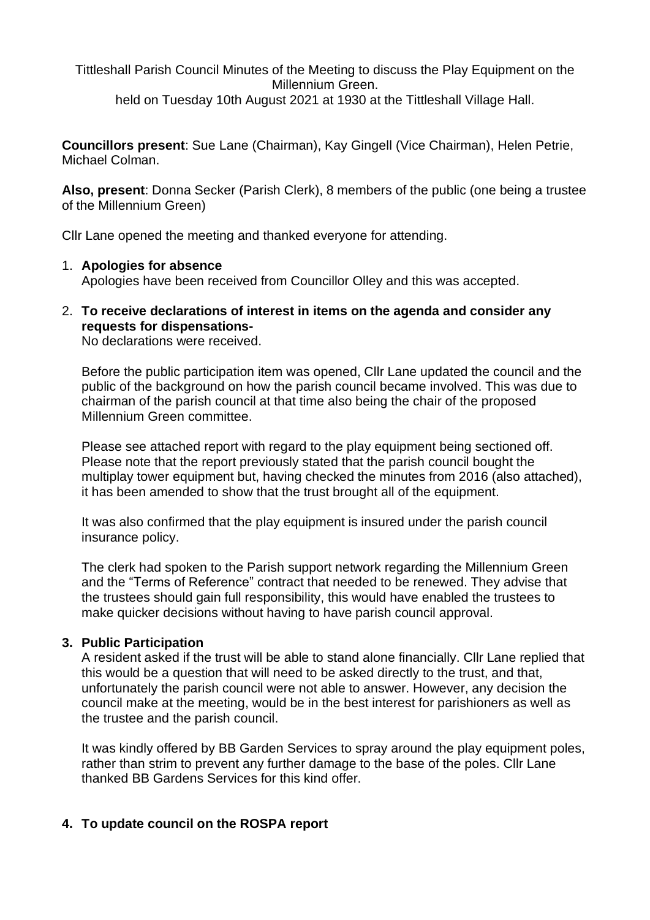Tittleshall Parish Council Minutes of the Meeting to discuss the Play Equipment on the Millennium Green.
held on Tuesday 10th August 2021 at 1930 at the Tittleshall Village Hall.

**Councillors present**: Sue Lane (Chairman), Kay Gingell (Vice Chairman), Helen Petrie, Michael Colman.

**Also, present**: Donna Secker (Parish Clerk), 8 members of the public (one being a trustee of the Millennium Green)

Cllr Lane opened the meeting and thanked everyone for attending.

1. **Apologies for absence**
   Apologies have been received from Councillor Olley and this was accepted.

2. **To receive declarations of interest in items on the agenda and consider any requests for dispensations-**
   No declarations were received.

   Before the public participation item was opened, Cllr Lane updated the council and the public of the background on how the parish council became involved. This was due to chairman of the parish council at that time also being the chair of the proposed Millennium Green committee.

   Please see attached report with regard to the play equipment being sectioned off. Please note that the report previously stated that the parish council bought the multiplay tower equipment but, having checked the minutes from 2016 (also attached), it has been amended to show that the trust brought all of the equipment.

   It was also confirmed that the play equipment is insured under the parish council insurance policy.

   The clerk had spoken to the Parish support network regarding the Millennium Green and the "Terms of Reference" contract that needed to be renewed. They advise that the trustees should gain full responsibility, this would have enabled the trustees to make quicker decisions without having to have parish council approval.

3. **Public Participation**
   A resident asked if the trust will be able to stand alone financially. Cllr Lane replied that this would be a question that will need to be asked directly to the trust, and that, unfortunately the parish council were not able to answer. However, any decision the council make at the meeting, would be in the best interest for parishioners as well as the trustee and the parish council.

   It was kindly offered by BB Garden Services to spray around the play equipment poles, rather than strim to prevent any further damage to the base of the poles. Cllr Lane thanked BB Gardens Services for this kind offer.

4. **To update council on the ROSPA report**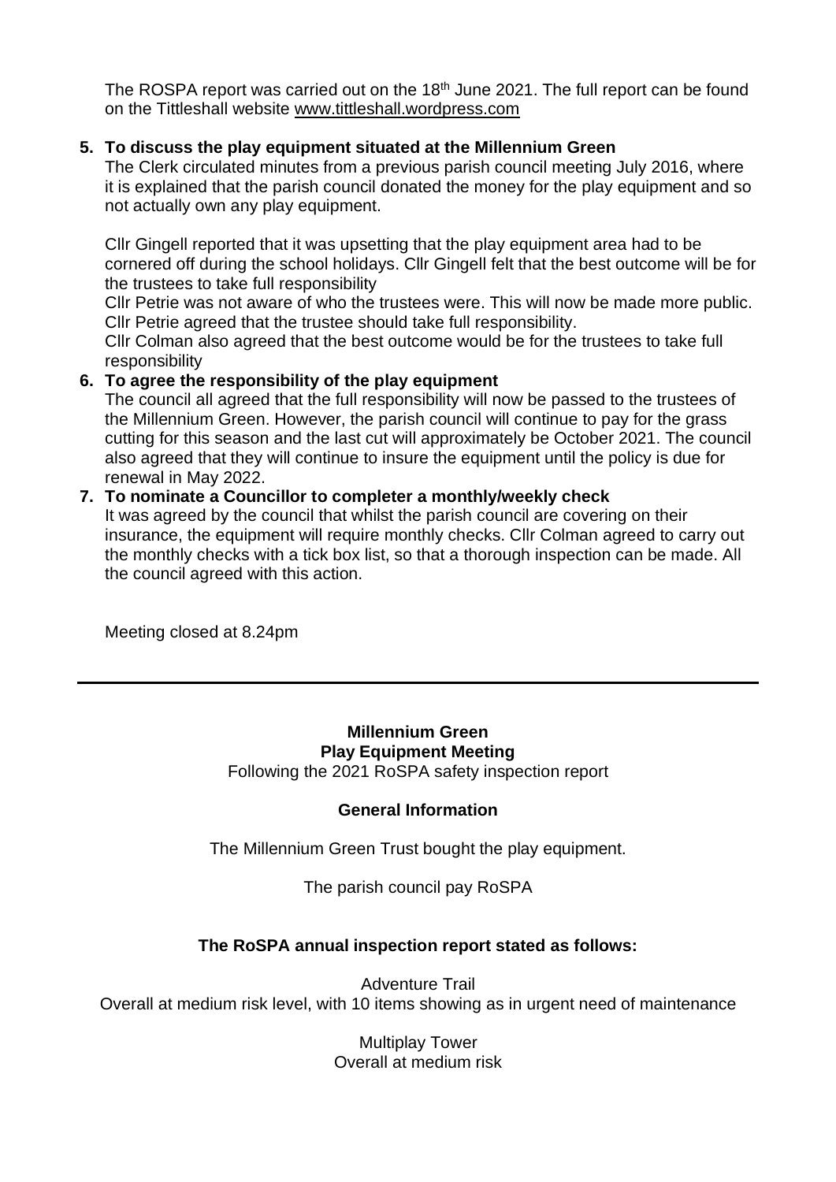The ROSPA report was carried out on the 18th June 2021. The full report can be found on the Tittleshall website www.tittleshall.wordpress.com

5. **To discuss the play equipment situated at the Millennium Green**

   The Clerk circulated minutes from a previous parish council meeting July 2016, where it is explained that the parish council donated the money for the play equipment and so not actually own any play equipment.

   Cllr Gingell reported that it was upsetting that the play equipment area had to be cornered off during the school holidays. Cllr Gingell felt that the best outcome will be for the trustees to take full responsibility

   Cllr Petrie was not aware of who the trustees were. This will now be made more public. Cllr Petrie agreed that the trustee should take full responsibility.

   Cllr Colman also agreed that the best outcome would be for the trustees to take full responsibility

6. **To agree the responsibility of the play equipment**

   The council all agreed that the full responsibility will now be passed to the trustees of the Millennium Green. However, the parish council will continue to pay for the grass cutting for this season and the last cut will approximately be October 2021. The council also agreed that they will continue to insure the equipment until the policy is due for renewal in May 2022.

7. **To nominate a Councillor to completer a monthly/weekly check**

   It was agreed by the council that whilst the parish council are covering on their insurance, the equipment will require monthly checks. Cllr Colman agreed to carry out the monthly checks with a tick box list, so that a thorough inspection can be made. All the council agreed with this action.

Meeting closed at 8.24pm

---

**Millennium Green**
**Play Equipment Meeting**

Following the 2021 RoSPA safety inspection report

**General Information**

The Millennium Green Trust bought the play equipment.

The parish council pay RoSPA

**The RoSPA annual inspection report stated as follows:**

Adventure Trail
Overall at medium risk level, with 10 items showing as in urgent need of maintenance

Multiplay Tower
Overall at medium risk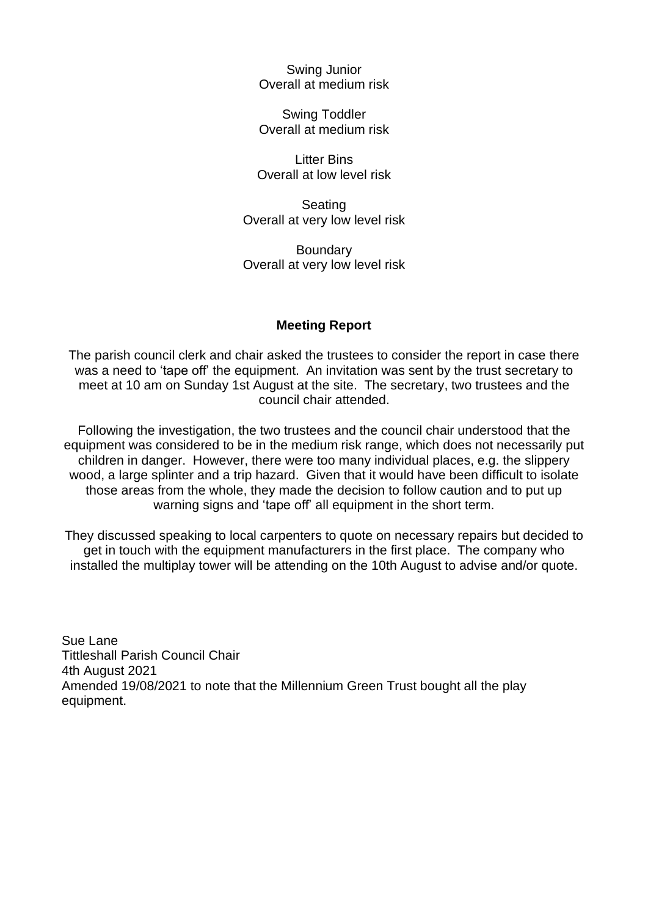Swing Junior
Overall at medium risk

Swing Toddler
Overall at medium risk

Litter Bins
Overall at low level risk

Seating
Overall at very low level risk

Boundary
Overall at very low level risk

**Meeting Report**

The parish council clerk and chair asked the trustees to consider the report in case there was a need to 'tape off' the equipment. An invitation was sent by the trust secretary to meet at 10 am on Sunday 1st August at the site. The secretary, two trustees and the council chair attended.

Following the investigation, the two trustees and the council chair understood that the equipment was considered to be in the medium risk range, which does not necessarily put children in danger. However, there were too many individual places, e.g. the slippery wood, a large splinter and a trip hazard. Given that it would have been difficult to isolate those areas from the whole, they made the decision to follow caution and to put up warning signs and 'tape off' all equipment in the short term.

They discussed speaking to local carpenters to quote on necessary repairs but decided to get in touch with the equipment manufacturers in the first place. The company who installed the multiplay tower will be attending on the 10th August to advise and/or quote.

Sue Lane
Tittleshall Parish Council Chair
4th August 2021
Amended 19/08/2021 to note that the Millennium Green Trust bought all the play equipment.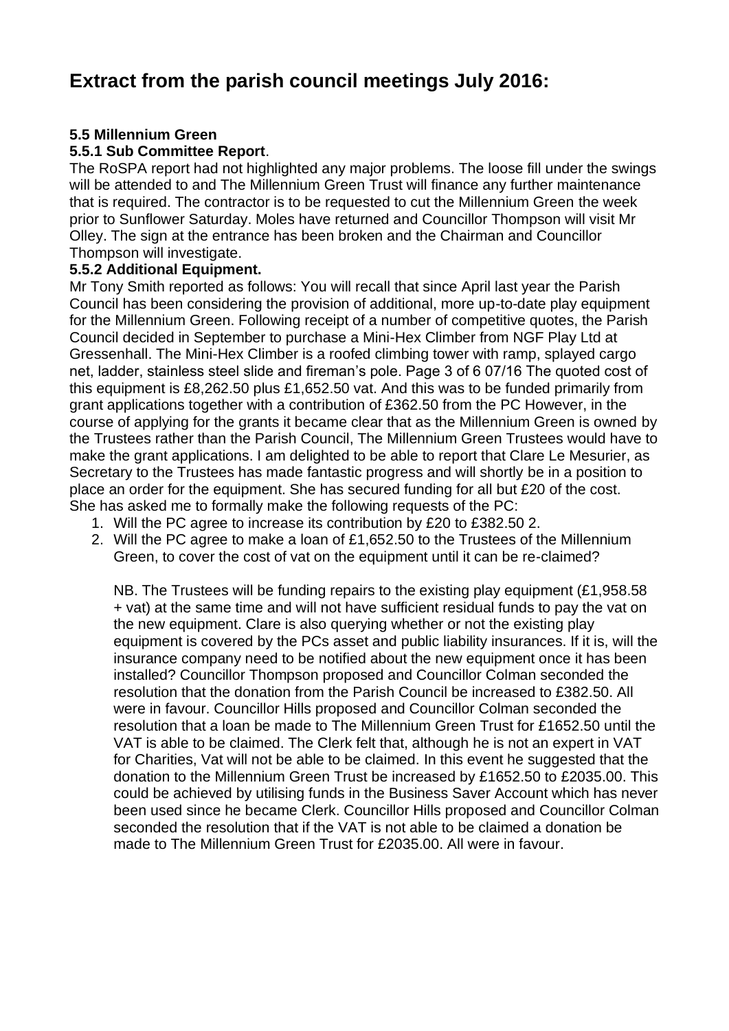# Extract from the parish council meetings July 2016:

**5.5 Millennium Green**

**5.5.1 Sub Committee Report**.

The RoSPA report had not highlighted any major problems. The loose fill under the swings will be attended to and The Millennium Green Trust will finance any further maintenance that is required. The contractor is to be requested to cut the Millennium Green the week prior to Sunflower Saturday. Moles have returned and Councillor Thompson will visit Mr Olley. The sign at the entrance has been broken and the Chairman and Councillor Thompson will investigate.

**5.5.2 Additional Equipment.**

Mr Tony Smith reported as follows: You will recall that since April last year the Parish Council has been considering the provision of additional, more up-to-date play equipment for the Millennium Green. Following receipt of a number of competitive quotes, the Parish Council decided in September to purchase a Mini-Hex Climber from NGF Play Ltd at Gressenhall. The Mini-Hex Climber is a roofed climbing tower with ramp, splayed cargo net, ladder, stainless steel slide and fireman's pole. Page 3 of 6 07/16 The quoted cost of this equipment is £8,262.50 plus £1,652.50 vat. And this was to be funded primarily from grant applications together with a contribution of £362.50 from the PC However, in the course of applying for the grants it became clear that as the Millennium Green is owned by the Trustees rather than the Parish Council, The Millennium Green Trustees would have to make the grant applications. I am delighted to be able to report that Clare Le Mesurier, as Secretary to the Trustees has made fantastic progress and will shortly be in a position to place an order for the equipment. She has secured funding for all but £20 of the cost. She has asked me to formally make the following requests of the PC:

1. Will the PC agree to increase its contribution by £20 to £382.50 2.
2. Will the PC agree to make a loan of £1,652.50 to the Trustees of the Millennium Green, to cover the cost of vat on the equipment until it can be re-claimed?

   NB. The Trustees will be funding repairs to the existing play equipment (£1,958.58 + vat) at the same time and will not have sufficient residual funds to pay the vat on the new equipment. Clare is also querying whether or not the existing play equipment is covered by the PCs asset and public liability insurances. If it is, will the insurance company need to be notified about the new equipment once it has been installed? Councillor Thompson proposed and Councillor Colman seconded the resolution that the donation from the Parish Council be increased to £382.50. All were in favour. Councillor Hills proposed and Councillor Colman seconded the resolution that a loan be made to The Millennium Green Trust for £1652.50 until the VAT is able to be claimed. The Clerk felt that, although he is not an expert in VAT for Charities, Vat will not be able to be claimed. In this event he suggested that the donation to the Millennium Green Trust be increased by £1652.50 to £2035.00. This could be achieved by utilising funds in the Business Saver Account which has never been used since he became Clerk. Councillor Hills proposed and Councillor Colman seconded the resolution that if the VAT is not able to be claimed a donation be made to The Millennium Green Trust for £2035.00. All were in favour.